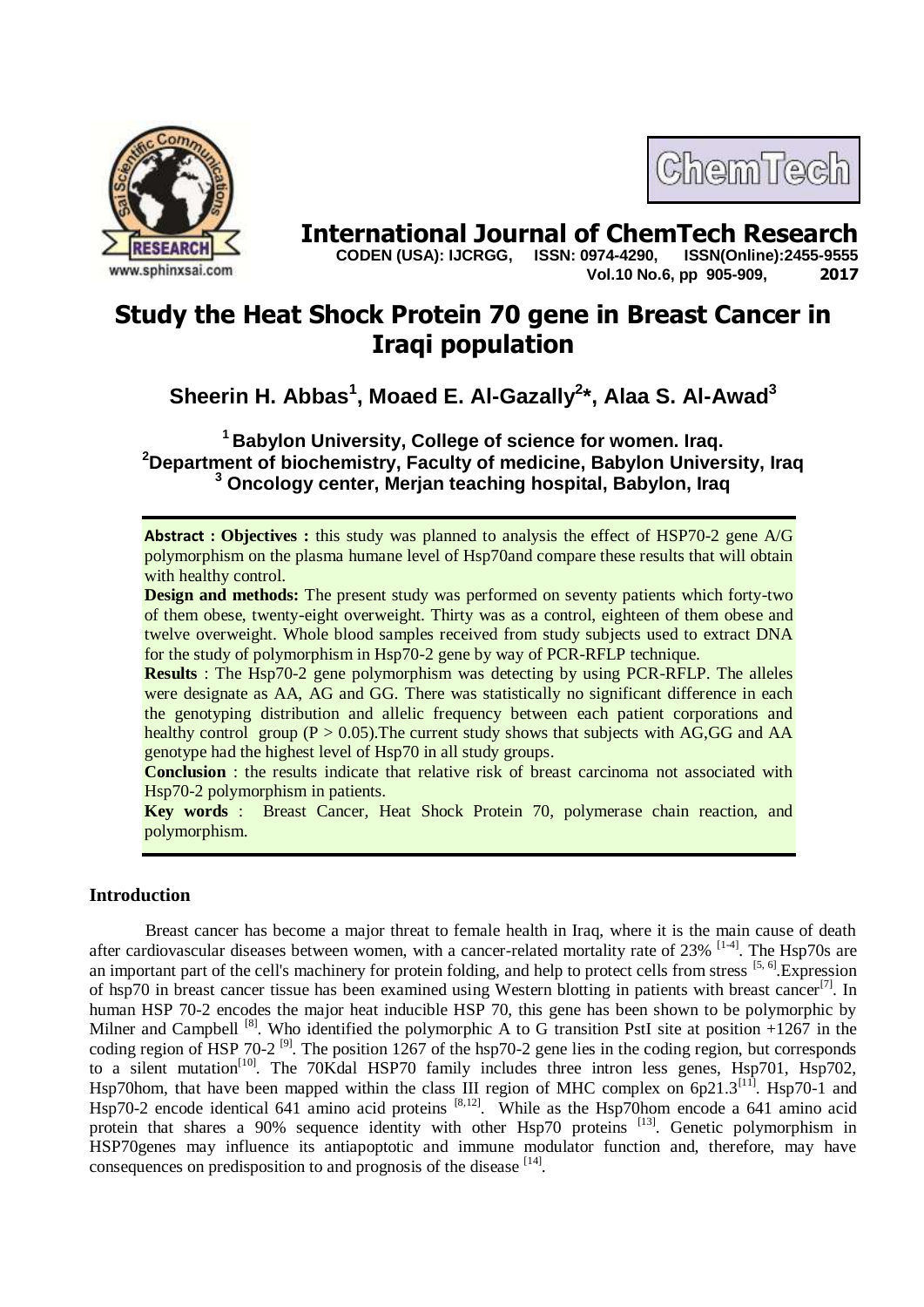# International Journal of ChemTech Research

**CODEN (USA): IJCRGG, ISSN: 0974-4290, ISSN(Online):2455-9555**
**Vol.10 No.6, pp 905-909, 2017**

# Study the Heat Shock Protein 70 gene in Breast Cancer in Iraqi population

**Sheerin H. Abbas[1], Moaed E. Al-Gazally[2]*, Alaa S. Al-Awad[3]**

**[1] Babylon University, College of science for women. Iraq.**
**[2] Department of biochemistry, Faculty of medicine, Babylon University, Iraq**
**[3] Oncology center, Merjan teaching hospital, Babylon, Iraq**

**Abstract : Objectives :** this study was planned to analysis the effect of HSP70-2 gene A/G polymorphism on the plasma humane level of Hsp70and compare these results that will obtain with healthy control.

**Design and methods:** The present study was performed on seventy patients which forty-two of them obese, twenty-eight overweight. Thirty was as a control, eighteen of them obese and twelve overweight. Whole blood samples received from study subjects used to extract DNA for the study of polymorphism in Hsp70-2 gene by way of PCR-RFLP technique.

**Results** : The Hsp70-2 gene polymorphism was detecting by using PCR-RFLP. The alleles were designate as AA, AG and GG. There was statistically no significant difference in each the genotyping distribution and allelic frequency between each patient corporations and healthy control group ($P > 0.05$).The current study shows that subjects with AG,GG and AA genotype had the highest level of Hsp70 in all study groups.

**Conclusion** : the results indicate that relative risk of breast carcinoma not associated with Hsp70-2 polymorphism in patients.

**Key words** : Breast Cancer, Heat Shock Protein 70, polymerase chain reaction, and polymorphism.

## Introduction

Breast cancer has become a major threat to female health in Iraq, where it is the main cause of death after cardiovascular diseases between women, with a cancer-related mortality rate of 23% [1-4]. The Hsp70s are an important part of the cell's machinery for protein folding, and help to protect cells from stress [5, 6].Expression of hsp70 in breast cancer tissue has been examined using Western blotting in patients with breast cancer[7]. In human HSP 70-2 encodes the major heat inducible HSP 70, this gene has been shown to be polymorphic by Milner and Campbell [8]. Who identified the polymorphic A to G transition PstI site at position +1267 in the coding region of HSP 70-2 [9]. The position 1267 of the hsp70-2 gene lies in the coding region, but corresponds to a silent mutation[10]. The 70Kdal HSP70 family includes three intron less genes, Hsp701, Hsp702, Hsp70hom, that have been mapped within the class III region of MHC complex on 6p21.3[11]. Hsp70-1 and Hsp70-2 encode identical 641 amino acid proteins [8,12]. While as the Hsp70hom encode a 641 amino acid protein that shares a 90% sequence identity with other Hsp70 proteins [13]. Genetic polymorphism in HSP70genes may influence its antiapoptotic and immune modulator function and, therefore, may have consequences on predisposition to and prognosis of the disease [14].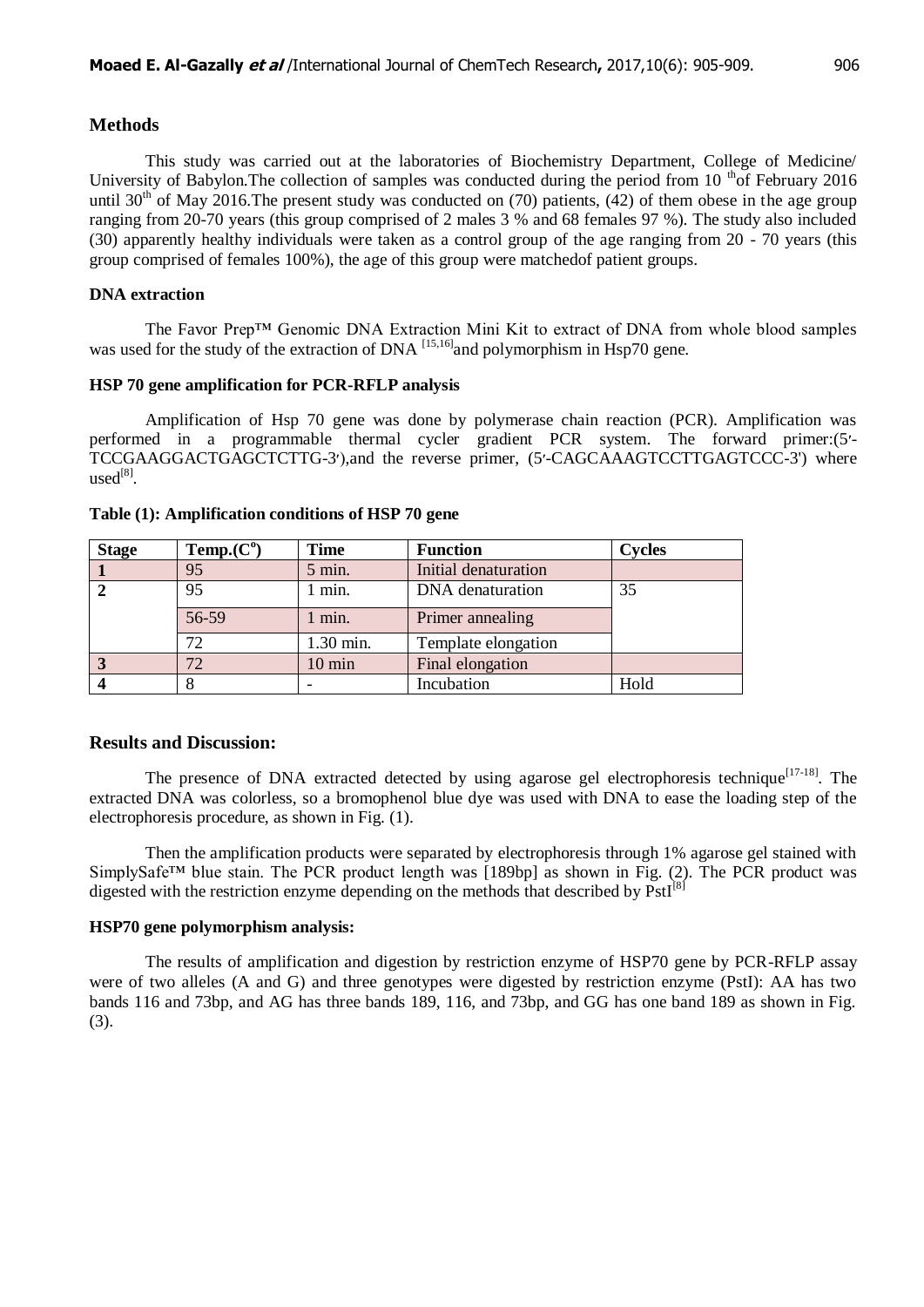## Methods

This study was carried out at the laboratories of Biochemistry Department, College of Medicine/ University of Babylon.The collection of samples was conducted during the period from 10 [th]of February 2016 until 30[th] of May 2016.The present study was conducted on (70) patients, (42) of them obese in the age group ranging from 20-70 years (this group comprised of 2 males 3 % and 68 females 97 %). The study also included (30) apparently healthy individuals were taken as a control group of the age ranging from 20 - 70 years (this group comprised of females 100%), the age of this group were matchedof patient groups.

### DNA extraction

The Favor Prep™ Genomic DNA Extraction Mini Kit to extract of DNA from whole blood samples was used for the study of the extraction of DNA [15,16]and polymorphism in Hsp70 gene.

### HSP 70 gene amplification for PCR-RFLP analysis

Amplification of Hsp 70 gene was done by polymerase chain reaction (PCR). Amplification was performed in a programmable thermal cycler gradient PCR system. The forward primer:(5′-TCCGAAGGACTGAGCTCTTG-3′),and the reverse primer, (5′-CAGCAAAGTCCTTGAGTCCC-3') where used[8].

**Table (1): Amplification conditions of HSP 70 gene**

| Stage | Temp.($C^o$) | Time | Function | Cycles |
|---|---|---|---|---|
| 1 | 95 | 5 min. | Initial denaturation | |
| 2 | 95 | 1 min. | DNA denaturation | 35 |
| | 56-59 | 1 min. | Primer annealing | |
| | 72 | 1.30 min. | Template elongation | |
| 3 | 72 | 10 min | Final elongation | |
| 4 | 8 | - | Incubation | Hold |

## Results and Discussion:

The presence of DNA extracted detected by using agarose gel electrophoresis technique[17-18]. The extracted DNA was colorless, so a bromophenol blue dye was used with DNA to ease the loading step of the electrophoresis procedure, as shown in Fig. (1).

Then the amplification products were separated by electrophoresis through 1% agarose gel stained with SimplySafe™ blue stain. The PCR product length was [189bp] as shown in Fig. (2). The PCR product was digested with the restriction enzyme depending on the methods that described by PstI[8]

### HSP70 gene polymorphism analysis:

The results of amplification and digestion by restriction enzyme of HSP70 gene by PCR-RFLP assay were of two alleles (A and G) and three genotypes were digested by restriction enzyme (PstI): AA has two bands 116 and 73bp, and AG has three bands 189, 116, and 73bp, and GG has one band 189 as shown in Fig. (3).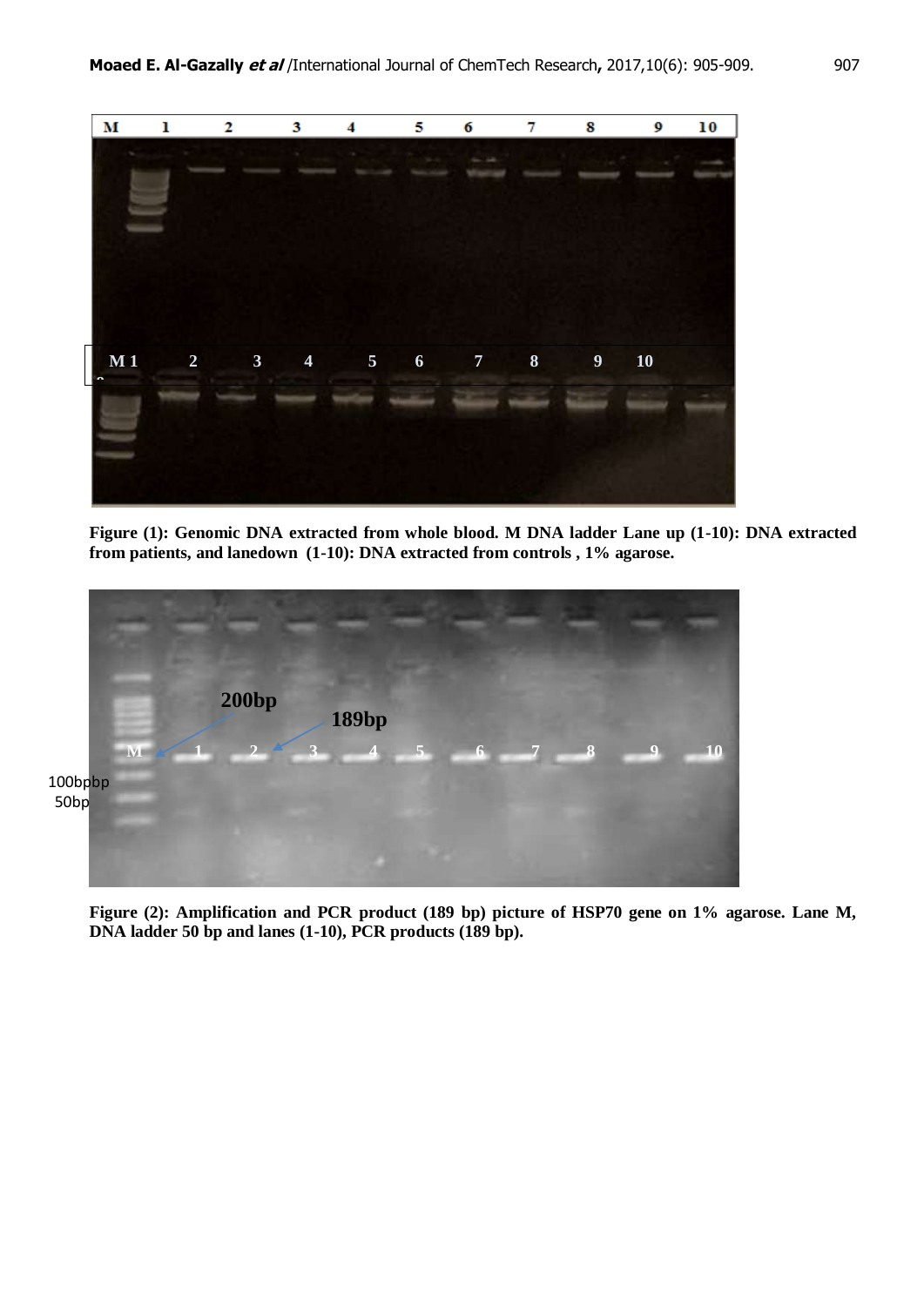**Figure (1): Genomic DNA extracted from whole blood. M DNA ladder Lane up (1-10): DNA extracted from patients, and lanedown (1-10): DNA extracted from controls , 1% agarose.**

**Figure (2): Amplification and PCR product (189 bp) picture of HSP70 gene on 1% agarose. Lane M, DNA ladder 50 bp and lanes (1-10), PCR products (189 bp).**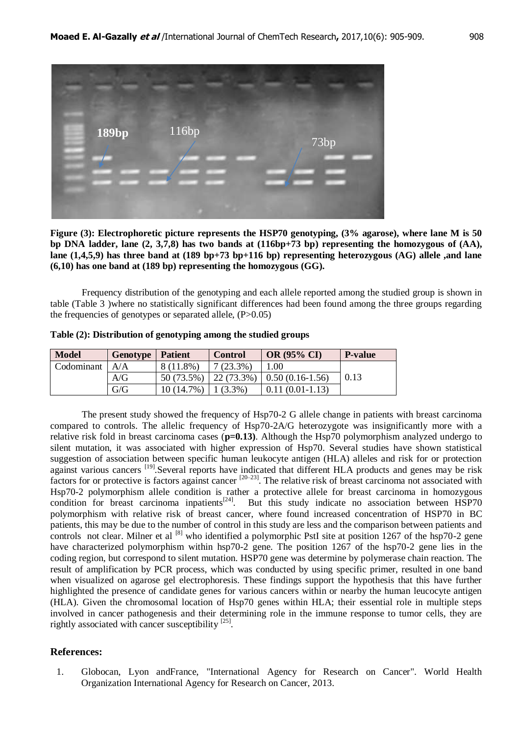**Figure (3): Electrophoretic picture represents the HSP70 genotyping, (3% agarose), where lane M is 50 bp DNA ladder, lane (2, 3,7,8) has two bands at (116bp+73 bp) representing the homozygous of (AA), lane (1,4,5,9) has three band at (189 bp+73 bp+116 bp) representing heterozygous (AG) allele ,and lane (6,10) has one band at (189 bp) representing the homozygous (GG).**

Frequency distribution of the genotyping and each allele reported among the studied group is shown in table (Table 3 )where no statistically significant differences had been found among the three groups regarding the frequencies of genotypes or separated allele, (P>0.05)

**Table (2): Distribution of genotyping among the studied groups**

| Model | Genotype | Patient | Control | OR (95% CI) | P-value |
|---|---|---|---|---|---|
| Codominant | A/A | 8 (11.8%) | 7 (23.3%) | 1.00 | 0.13 |
| | A/G | 50 (73.5%) | 22 (73.3%) | 0.50 (0.16-1.56) | |
| | G/G | 10 (14.7%) | 1 (3.3%) | 0.11 (0.01-1.13) | |

The present study showed the frequency of Hsp70-2 G allele change in patients with breast carcinoma compared to controls. The allelic frequency of Hsp70-2A/G heterozygote was insignificantly more with a relative risk fold in breast carcinoma cases (**p=0.13)**. Although the Hsp70 polymorphism analyzed undergo to silent mutation, it was associated with higher expression of Hsp70. Several studies have shown statistical suggestion of association between specific human leukocyte antigen (HLA) alleles and risk for or protection against various cancers [19].Several reports have indicated that different HLA products and genes may be risk factors for or protective is factors against cancer [20–23]. The relative risk of breast carcinoma not associated with Hsp70-2 polymorphism allele condition is rather a protective allele for breast carcinoma in homozygous condition for breast carcinoma inpatients[24]. But this study indicate no association between HSP70 polymorphism with relative risk of breast cancer, where found increased concentration of HSP70 in BC patients, this may be due to the number of control in this study are less and the comparison between patients and controls not clear. Milner et al [8] who identified a polymorphic PstI site at position 1267 of the hsp70-2 gene have characterized polymorphism within hsp70-2 gene. The position 1267 of the hsp70-2 gene lies in the coding region, but correspond to silent mutation. HSP70 gene was determine by polymerase chain reaction. The result of amplification by PCR process, which was conducted by using specific primer, resulted in one band when visualized on agarose gel electrophoresis. These findings support the hypothesis that this have further highlighted the presence of candidate genes for various cancers within or nearby the human leucocyte antigen (HLA). Given the chromosomal location of Hsp70 genes within HLA; their essential role in multiple steps involved in cancer pathogenesis and their determining role in the immune response to tumor cells, they are rightly associated with cancer susceptibility [25].

## References:

1. Globocan, Lyon andFrance, "International Agency for Research on Cancer". World Health Organization International Agency for Research on Cancer, 2013.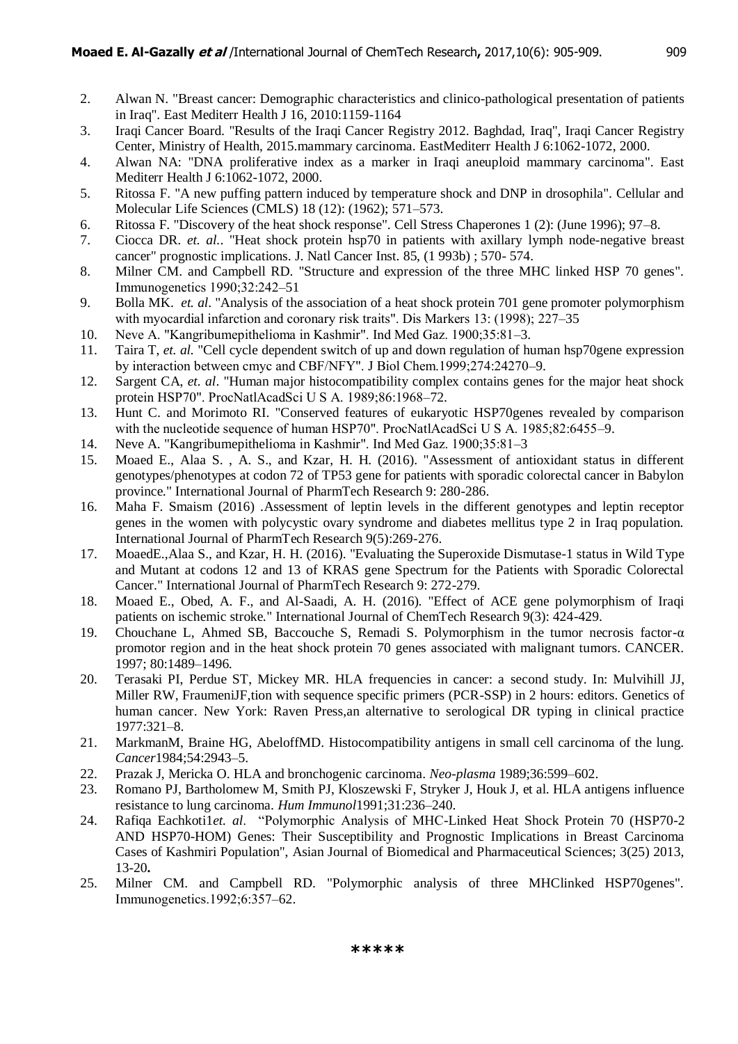2. Alwan N. "Breast cancer: Demographic characteristics and clinico-pathological presentation of patients in Iraq". East Mediterr Health J 16, 2010:1159-1164
3. Iraqi Cancer Board. "Results of the Iraqi Cancer Registry 2012. Baghdad, Iraq", Iraqi Cancer Registry Center, Ministry of Health, 2015.mammary carcinoma. EastMediterr Health J 6:1062-1072, 2000.
4. Alwan NA: "DNA proliferative index as a marker in Iraqi aneuploid mammary carcinoma". East Mediterr Health J 6:1062-1072, 2000.
5. Ritossa F. "A new puffing pattern induced by temperature shock and DNP in drosophila". Cellular and Molecular Life Sciences (CMLS) 18 (12): (1962); 571–573.
6. Ritossa F. "Discovery of the heat shock response". Cell Stress Chaperones 1 (2): (June 1996); 97–8.
7. Ciocca DR. *et. al.*. "Heat shock protein hsp70 in patients with axillary lymph node-negative breast cancer" prognostic implications. J. Natl Cancer Inst. 85, (1 993b) ; 570- 574.
8. Milner CM. and Campbell RD. "Structure and expression of the three MHC linked HSP 70 genes". Immunogenetics 1990;32:242–51
9. Bolla MK. *et. al*. "Analysis of the association of a heat shock protein 701 gene promoter polymorphism with myocardial infarction and coronary risk traits". Dis Markers 13: (1998); 227–35
10. Neve A. "Kangribumepithelioma in Kashmir". Ind Med Gaz. 1900;35:81–3.
11. Taira T, *et. al.* "Cell cycle dependent switch of up and down regulation of human hsp70gene expression by interaction between cmyc and CBF/NFY". J Biol Chem.1999;274:24270–9.
12. Sargent CA, *et. al*. "Human major histocompatibility complex contains genes for the major heat shock protein HSP70". ProcNatlAcadSci U S A. 1989;86:1968–72.
13. Hunt C. and Morimoto RI. "Conserved features of eukaryotic HSP70genes revealed by comparison with the nucleotide sequence of human HSP70". ProcNatlAcadSci U S A. 1985;82:6455–9.
14. Neve A. "Kangribumepithelioma in Kashmir". Ind Med Gaz. 1900;35:81–3
15. Moaed E., Alaa S. , A. S., and Kzar, H. H. (2016). "Assessment of antioxidant status in different genotypes/phenotypes at codon 72 of TP53 gene for patients with sporadic colorectal cancer in Babylon province." International Journal of PharmTech Research 9: 280-286.
16. Maha F. Smaism (2016) .Assessment of leptin levels in the different genotypes and leptin receptor genes in the women with polycystic ovary syndrome and diabetes mellitus type 2 in Iraq population. International Journal of PharmTech Research 9(5):269-276.
17. MoaedE.,Alaa S., and Kzar, H. H. (2016). "Evaluating the Superoxide Dismutase-1 status in Wild Type and Mutant at codons 12 and 13 of KRAS gene Spectrum for the Patients with Sporadic Colorectal Cancer." International Journal of PharmTech Research 9: 272-279.
18. Moaed E., Obed, A. F., and Al-Saadi, A. H. (2016). "Effect of ACE gene polymorphism of Iraqi patients on ischemic stroke." International Journal of ChemTech Research 9(3): 424-429.
19. Chouchane L, Ahmed SB, Baccouche S, Remadi S. Polymorphism in the tumor necrosis factor-α promotor region and in the heat shock protein 70 genes associated with malignant tumors. CANCER. 1997; 80:1489–1496.
20. Terasaki PI, Perdue ST, Mickey MR. HLA frequencies in cancer: a second study. In: Mulvihill JJ, Miller RW, FraumeniJF,tion with sequence specific primers (PCR-SSP) in 2 hours: editors. Genetics of human cancer. New York: Raven Press,an alternative to serological DR typing in clinical practice 1977:321–8.
21. MarkmanM, Braine HG, AbeloffMD. Histocompatibility antigens in small cell carcinoma of the lung. *Cancer*1984;54:2943–5.
22. Prazak J, Mericka O. HLA and bronchogenic carcinoma. *Neo-plasma* 1989;36:599–602.
23. Romano PJ, Bartholomew M, Smith PJ, Kloszewski F, Stryker J, Houk J, et al. HLA antigens influence resistance to lung carcinoma. *Hum Immunol*1991;31:236–240.
24. Rafiqa Eachkoti1*et. al*. "Polymorphic Analysis of MHC-Linked Heat Shock Protein 70 (HSP70-2 AND HSP70-HOM) Genes: Their Susceptibility and Prognostic Implications in Breast Carcinoma Cases of Kashmiri Population", Asian Journal of Biomedical and Pharmaceutical Sciences; 3(25) 2013, 13-20**.**
25. Milner CM. and Campbell RD. "Polymorphic analysis of three MHClinked HSP70genes". Immunogenetics.1992;6:357–62.

*****